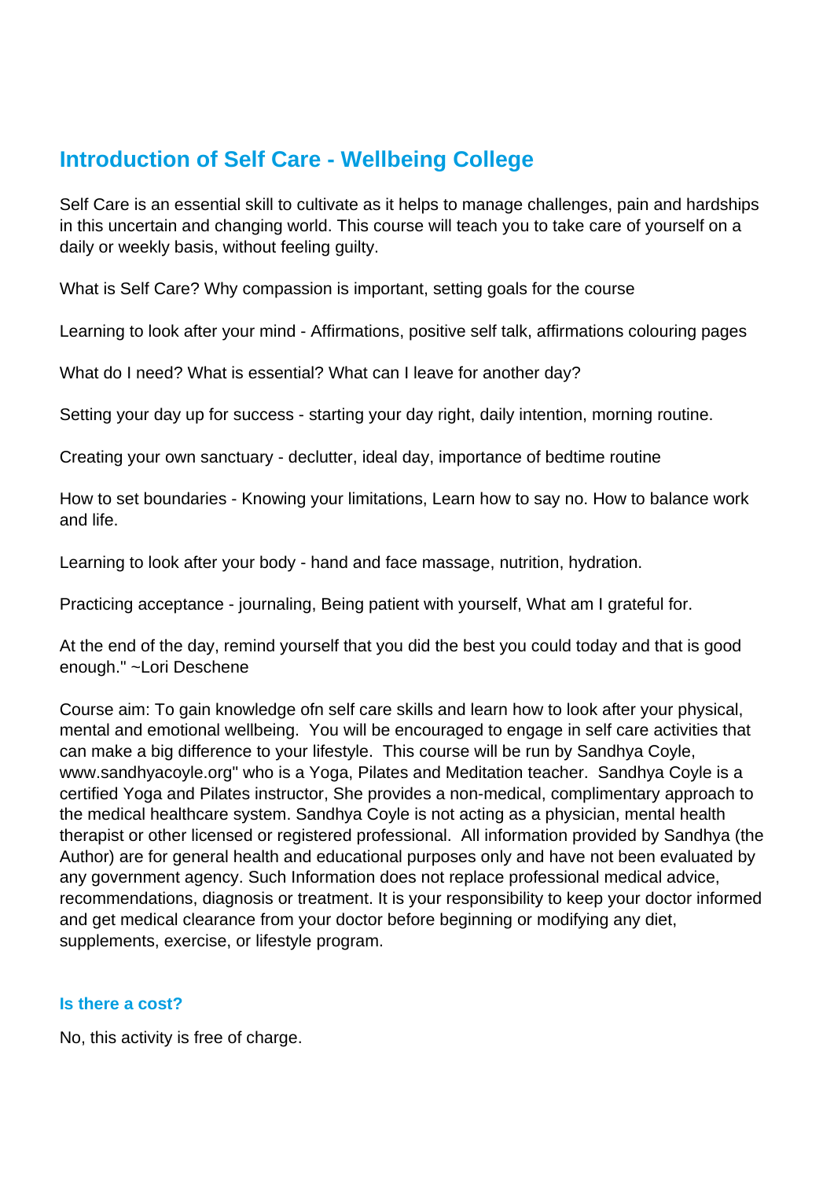# Introduction of Self Care - Wellbeing College

Self Care is an essential skill to cultivate as it helps to manage challenges, pain and hardships in this uncertain and changing world. This course will teach you to take care of yourself on a daily or weekly basis, without feeling guilty.

What is Self Care? Why compassion is important, setting goals for the course

Learning to look after your mind - Affirmations, positive self talk, affirmations colouring pages

What do I need? What is essential? What can I leave for another day?

Setting your day up for success - starting your day right, daily intention, morning routine.

Creating your own sanctuary - declutter, ideal day, importance of bedtime routine

How to set boundaries - Knowing your limitations, Learn how to say no. How to balance work and life.

Learning to look after your body - hand and face massage, nutrition, hydration.

Practicing acceptance - journaling, Being patient with yourself, What am I grateful for.

At the end of the day, remind yourself that you did the best you could today and that is good enough." ~Lori Deschene

Course aim: To gain knowledge ofn self care skills and learn how to look after your physical, mental and emotional wellbeing. You will be encouraged to engage in self care activities that can make a big difference to your lifestyle. This course will be run by Sandhya Coyle, www.sandhyacoyle.org" who is a Yoga, Pilates and Meditation teacher. Sandhya Coyle is a certified Yoga and Pilates instructor, She provides a non-medical, complimentary approach to the medical healthcare system. Sandhya Coyle is not acting as a physician, mental health therapist or other licensed or registered professional. All information provided by Sandhya (the Author) are for general health and educational purposes only and have not been evaluated by any government agency. Such Information does not replace professional medical advice, recommendations, diagnosis or treatment. It is your responsibility to keep your doctor informed and get medical clearance from your doctor before beginning or modifying any diet, supplements, exercise, or lifestyle program.

### Is there a cost?

No, this activity is free of charge.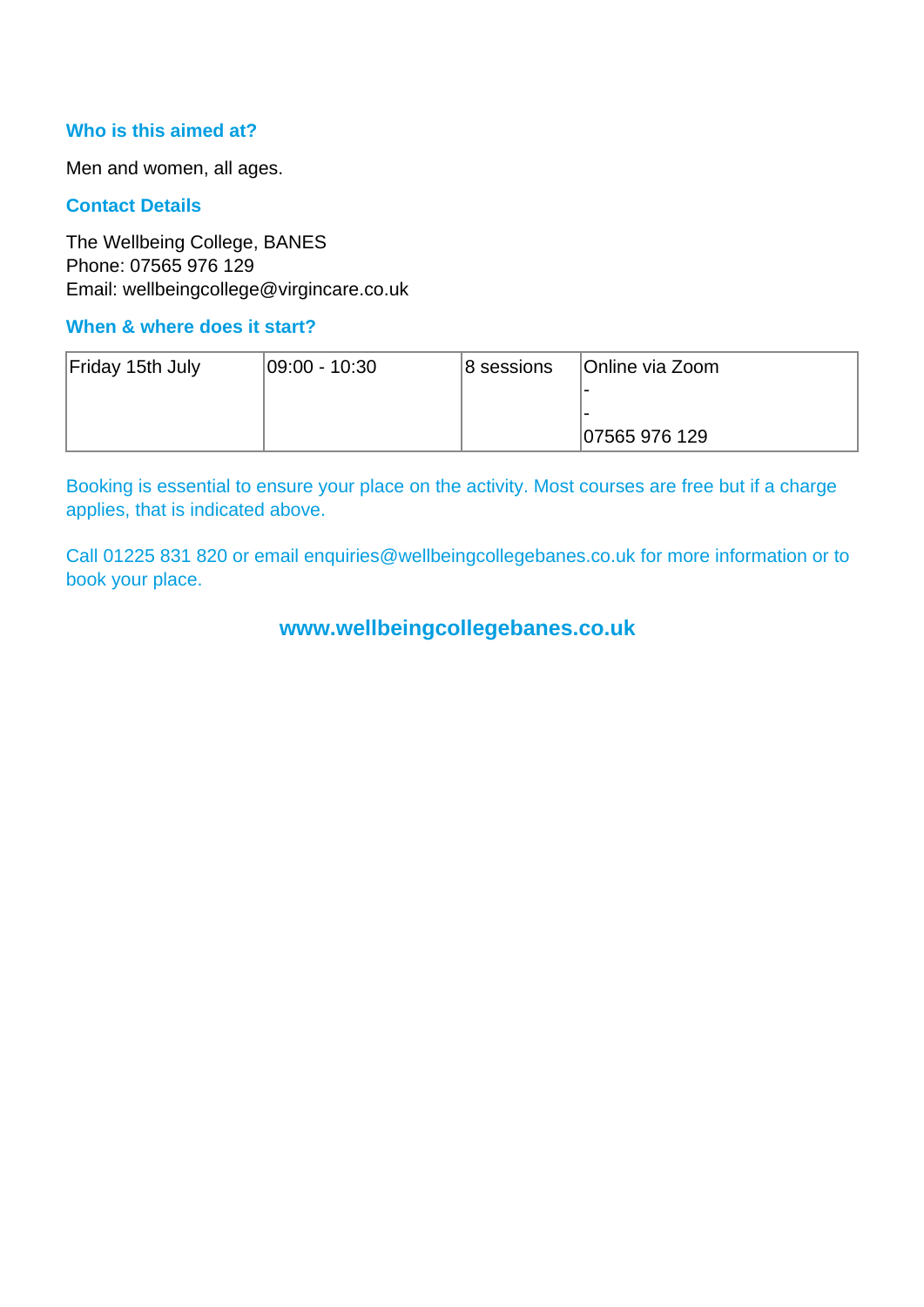### Who is this aimed at?

Men and women, all ages.

### Contact Details

The Wellbeing College, BANES
Phone: 07565 976 129
Email: wellbeingcollege@virgincare.co.uk

### When & where does it start?

| | | | |
|---|---|---|---|
| Friday 15th July | 09:00 - 10:30 | 8 sessions | Online via Zoom<br>-<br>-<br>07565 976 129 |

Booking is essential to ensure your place on the activity. Most courses are free but if a charge applies, that is indicated above.

Call 01225 831 820 or email enquiries@wellbeingcollegebanes.co.uk for more information or to book your place.

**www.wellbeingcollegebanes.co.uk**